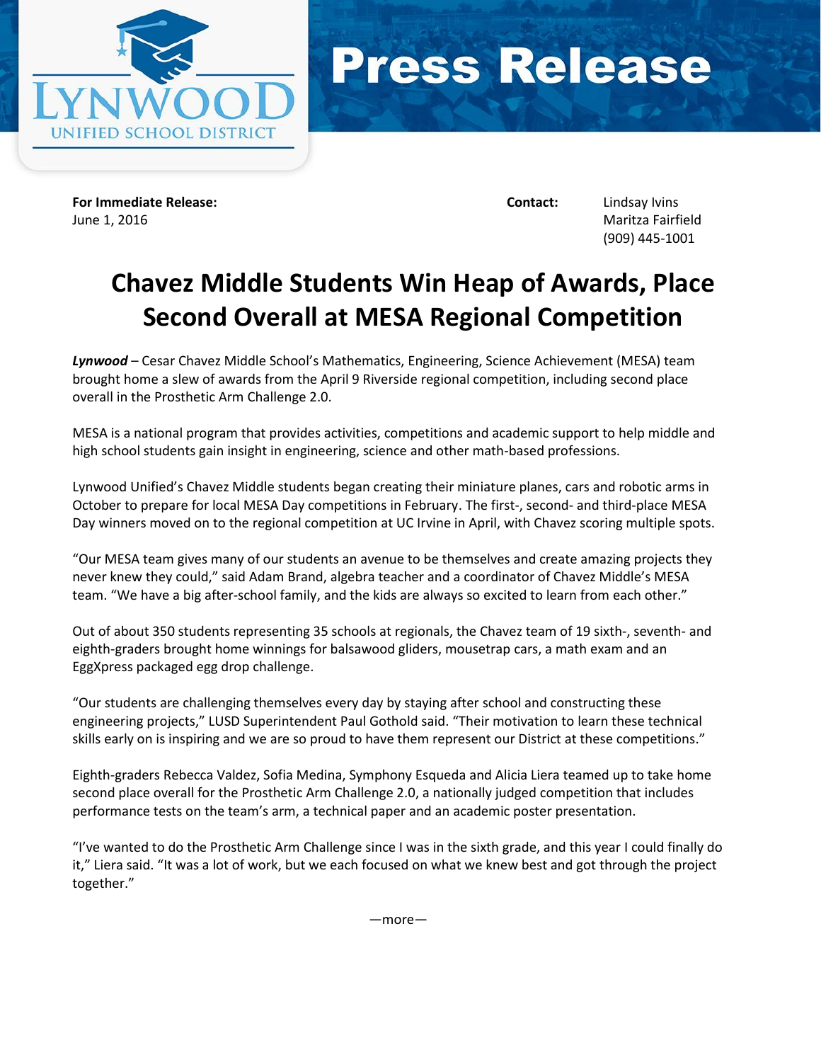# Lynwood Unified School District

# Press Release

**For Immediate Release:**
June 1, 2016

**Contact:** Lindsay Ivins
Maritza Fairfield
(909) 445-1001

## Chavez Middle Students Win Heap of Awards, Place Second Overall at MESA Regional Competition

***Lynwood*** – Cesar Chavez Middle School's Mathematics, Engineering, Science Achievement (MESA) team brought home a slew of awards from the April 9 Riverside regional competition, including second place overall in the Prosthetic Arm Challenge 2.0.

MESA is a national program that provides activities, competitions and academic support to help middle and high school students gain insight in engineering, science and other math-based professions.

Lynwood Unified's Chavez Middle students began creating their miniature planes, cars and robotic arms in October to prepare for local MESA Day competitions in February. The first-, second- and third-place MESA Day winners moved on to the regional competition at UC Irvine in April, with Chavez scoring multiple spots.

"Our MESA team gives many of our students an avenue to be themselves and create amazing projects they never knew they could," said Adam Brand, algebra teacher and a coordinator of Chavez Middle's MESA team. "We have a big after-school family, and the kids are always so excited to learn from each other."

Out of about 350 students representing 35 schools at regionals, the Chavez team of 19 sixth-, seventh- and eighth-graders brought home winnings for balsawood gliders, mousetrap cars, a math exam and an EggXpress packaged egg drop challenge.

"Our students are challenging themselves every day by staying after school and constructing these engineering projects," LUSD Superintendent Paul Gothold said. "Their motivation to learn these technical skills early on is inspiring and we are so proud to have them represent our District at these competitions."

Eighth-graders Rebecca Valdez, Sofia Medina, Symphony Esqueda and Alicia Liera teamed up to take home second place overall for the Prosthetic Arm Challenge 2.0, a nationally judged competition that includes performance tests on the team's arm, a technical paper and an academic poster presentation.

"I've wanted to do the Prosthetic Arm Challenge since I was in the sixth grade, and this year I could finally do it," Liera said. "It was a lot of work, but we each focused on what we knew best and got through the project together."

—more—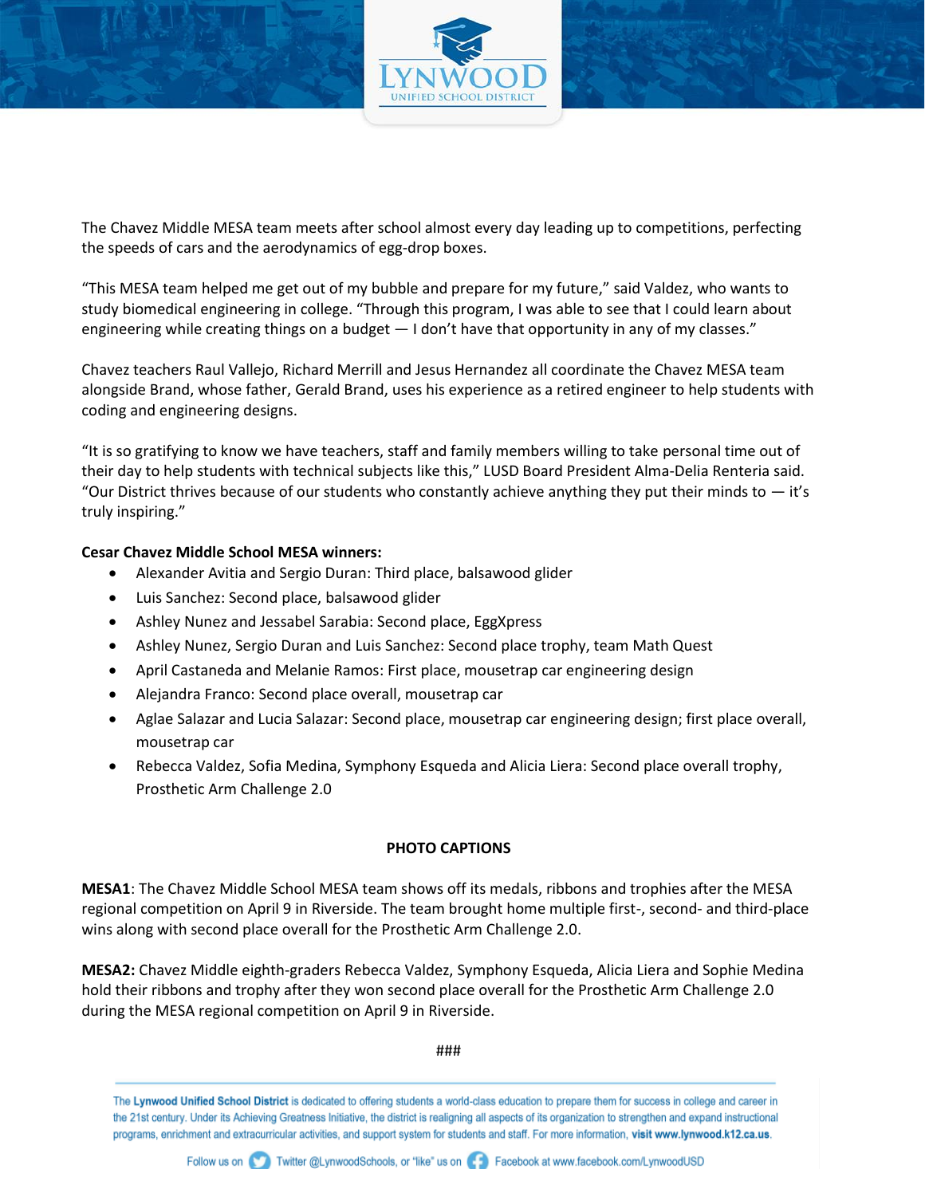The Chavez Middle MESA team meets after school almost every day leading up to competitions, perfecting the speeds of cars and the aerodynamics of egg-drop boxes.

"This MESA team helped me get out of my bubble and prepare for my future," said Valdez, who wants to study biomedical engineering in college. "Through this program, I was able to see that I could learn about engineering while creating things on a budget — I don't have that opportunity in any of my classes."

Chavez teachers Raul Vallejo, Richard Merrill and Jesus Hernandez all coordinate the Chavez MESA team alongside Brand, whose father, Gerald Brand, uses his experience as a retired engineer to help students with coding and engineering designs.

"It is so gratifying to know we have teachers, staff and family members willing to take personal time out of their day to help students with technical subjects like this," LUSD Board President Alma-Delia Renteria said. "Our District thrives because of our students who constantly achieve anything they put their minds to — it's truly inspiring."

**Cesar Chavez Middle School MESA winners:**

- Alexander Avitia and Sergio Duran: Third place, balsawood glider
- Luis Sanchez: Second place, balsawood glider
- Ashley Nunez and Jessabel Sarabia: Second place, EggXpress
- Ashley Nunez, Sergio Duran and Luis Sanchez: Second place trophy, team Math Quest
- April Castaneda and Melanie Ramos: First place, mousetrap car engineering design
- Alejandra Franco: Second place overall, mousetrap car
- Aglae Salazar and Lucia Salazar: Second place, mousetrap car engineering design; first place overall, mousetrap car
- Rebecca Valdez, Sofia Medina, Symphony Esqueda and Alicia Liera: Second place overall trophy, Prosthetic Arm Challenge 2.0

**PHOTO CAPTIONS**

**MESA1**: The Chavez Middle School MESA team shows off its medals, ribbons and trophies after the MESA regional competition on April 9 in Riverside. The team brought home multiple first-, second- and third-place wins along with second place overall for the Prosthetic Arm Challenge 2.0.

**MESA2:** Chavez Middle eighth-graders Rebecca Valdez, Symphony Esqueda, Alicia Liera and Sophie Medina hold their ribbons and trophy after they won second place overall for the Prosthetic Arm Challenge 2.0 during the MESA regional competition on April 9 in Riverside.

###

The **Lynwood Unified School District** is dedicated to offering students a world-class education to prepare them for success in college and career in the 21st century. Under its Achieving Greatness Initiative, the district is realigning all aspects of its organization to strengthen and expand instructional programs, enrichment and extracurricular activities, and support system for students and staff. For more information, **visit www.lynwood.k12.ca.us**.

Follow us on Twitter @LynwoodSchools, or "like" us on Facebook at www.facebook.com/LynwoodUSD